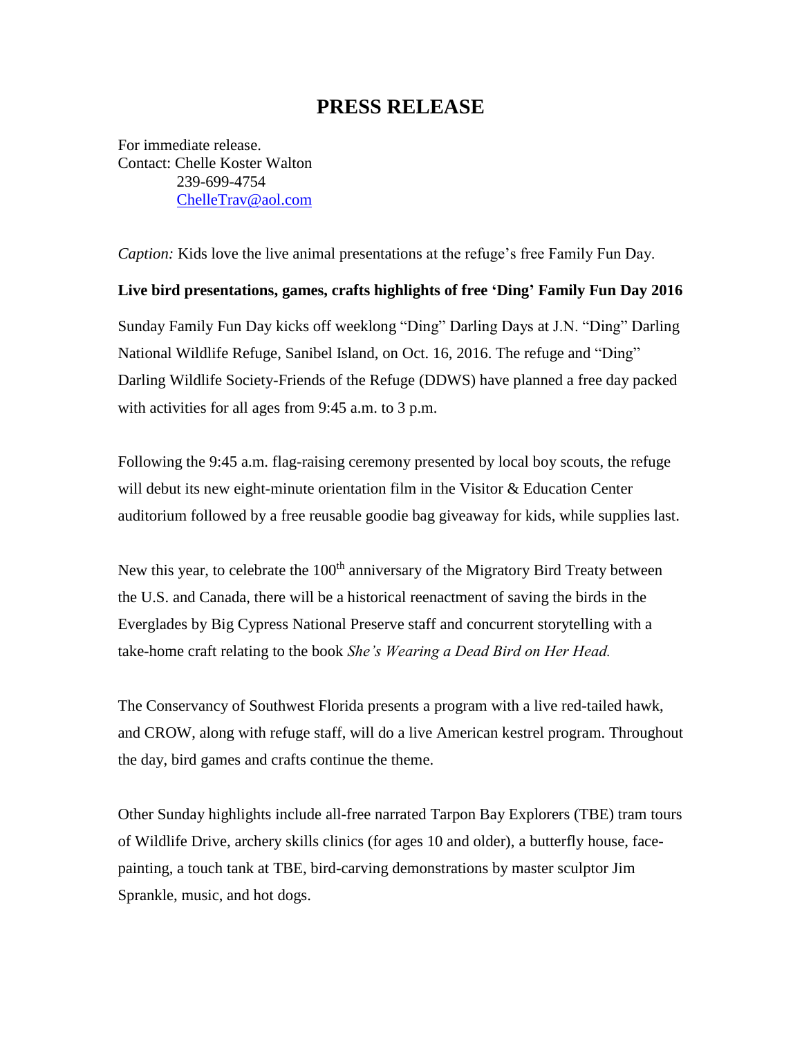# PRESS RELEASE

For immediate release.
Contact: Chelle Koster Walton
239-699-4754
ChelleTrav@aol.com

*Caption:* Kids love the live animal presentations at the refuge's free Family Fun Day.

**Live bird presentations, games, crafts highlights of free 'Ding' Family Fun Day 2016**

Sunday Family Fun Day kicks off weeklong "Ding" Darling Days at J.N. "Ding" Darling National Wildlife Refuge, Sanibel Island, on Oct. 16, 2016. The refuge and "Ding" Darling Wildlife Society-Friends of the Refuge (DDWS) have planned a free day packed with activities for all ages from 9:45 a.m. to 3 p.m.

Following the 9:45 a.m. flag-raising ceremony presented by local boy scouts, the refuge will debut its new eight-minute orientation film in the Visitor & Education Center auditorium followed by a free reusable goodie bag giveaway for kids, while supplies last.

New this year, to celebrate the 100th anniversary of the Migratory Bird Treaty between the U.S. and Canada, there will be a historical reenactment of saving the birds in the Everglades by Big Cypress National Preserve staff and concurrent storytelling with a take-home craft relating to the book *She's Wearing a Dead Bird on Her Head.*

The Conservancy of Southwest Florida presents a program with a live red-tailed hawk, and CROW, along with refuge staff, will do a live American kestrel program. Throughout the day, bird games and crafts continue the theme.

Other Sunday highlights include all-free narrated Tarpon Bay Explorers (TBE) tram tours of Wildlife Drive, archery skills clinics (for ages 10 and older), a butterfly house, face-painting, a touch tank at TBE, bird-carving demonstrations by master sculptor Jim Sprankle, music, and hot dogs.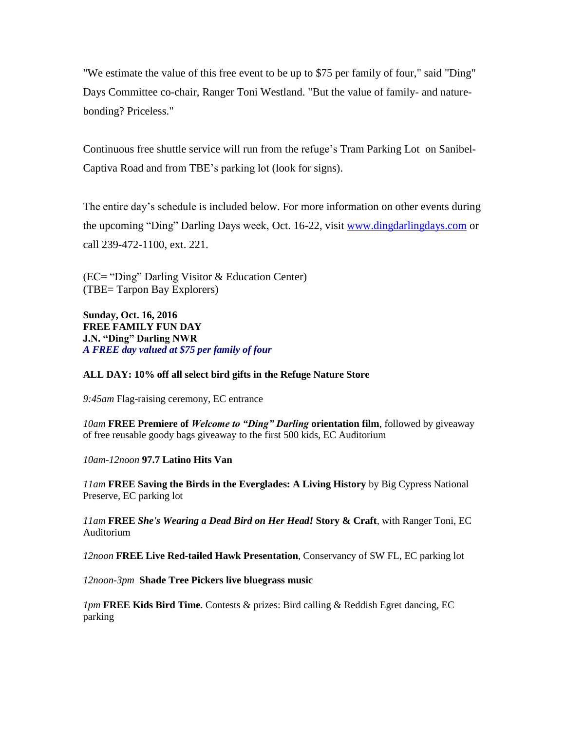"We estimate the value of this free event to be up to $75 per family of four," said "Ding" Days Committee co-chair, Ranger Toni Westland. "But the value of family- and nature-bonding? Priceless."

Continuous free shuttle service will run from the refuge's Tram Parking Lot on Sanibel-Captiva Road and from TBE's parking lot (look for signs).

The entire day's schedule is included below. For more information on other events during the upcoming "Ding" Darling Days week, Oct. 16-22, visit [www.dingdarlingdays.com](http://www.dingdarlingdays.com) or call 239-472-1100, ext. 221.

(EC= "Ding" Darling Visitor & Education Center)
(TBE= Tarpon Bay Explorers)

**Sunday, Oct. 16, 2016**
**FREE FAMILY FUN DAY**
**J.N. "Ding" Darling NWR**
***A FREE day valued at $75 per family of four***

**ALL DAY: 10% off all select bird gifts in the Refuge Nature Store**

*9:45am* Flag-raising ceremony, EC entrance

*10am* **FREE Premiere of *Welcome to "Ding" Darling* orientation film**, followed by giveaway of free reusable goody bags giveaway to the first 500 kids, EC Auditorium

*10am-12noon* **97.7 Latino Hits Van**

*11am* **FREE Saving the Birds in the Everglades: A Living History** by Big Cypress National Preserve, EC parking lot

*11am* **FREE *She's Wearing a Dead Bird on Her Head!* Story & Craft**, with Ranger Toni, EC Auditorium

*12noon* **FREE Live Red-tailed Hawk Presentation**, Conservancy of SW FL, EC parking lot

*12noon-3pm* **Shade Tree Pickers live bluegrass music**

*1pm* **FREE Kids Bird Time**. Contests & prizes: Bird calling & Reddish Egret dancing, EC parking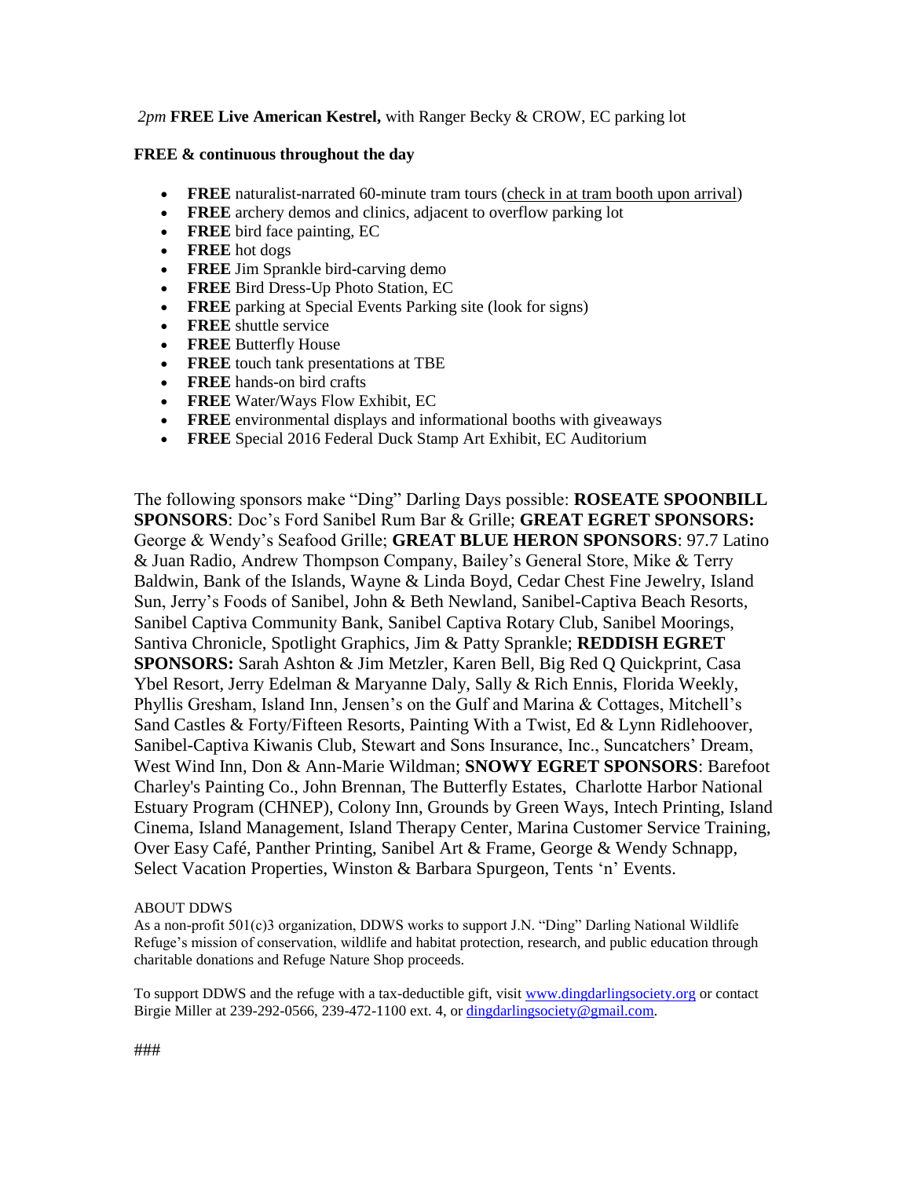*2pm* **FREE Live American Kestrel,** with Ranger Becky & CROW, EC parking lot

**FREE & continuous throughout the day**

- **FREE** naturalist-narrated 60-minute tram tours (check in at tram booth upon arrival)
- **FREE** archery demos and clinics, adjacent to overflow parking lot
- **FREE** bird face painting, EC
- **FREE** hot dogs
- **FREE** Jim Sprankle bird-carving demo
- **FREE** Bird Dress-Up Photo Station, EC
- **FREE** parking at Special Events Parking site (look for signs)
- **FREE** shuttle service
- **FREE** Butterfly House
- **FREE** touch tank presentations at TBE
- **FREE** hands-on bird crafts
- **FREE** Water/Ways Flow Exhibit, EC
- **FREE** environmental displays and informational booths with giveaways
- **FREE** Special 2016 Federal Duck Stamp Art Exhibit, EC Auditorium

The following sponsors make "Ding" Darling Days possible: **ROSEATE SPOONBILL SPONSORS**: Doc's Ford Sanibel Rum Bar & Grille; **GREAT EGRET SPONSORS:** George & Wendy's Seafood Grille; **GREAT BLUE HERON SPONSORS**: 97.7 Latino & Juan Radio, Andrew Thompson Company, Bailey's General Store, Mike & Terry Baldwin, Bank of the Islands, Wayne & Linda Boyd, Cedar Chest Fine Jewelry, Island Sun, Jerry's Foods of Sanibel, John & Beth Newland, Sanibel-Captiva Beach Resorts, Sanibel Captiva Community Bank, Sanibel Captiva Rotary Club, Sanibel Moorings, Santiva Chronicle, Spotlight Graphics, Jim & Patty Sprankle; **REDDISH EGRET SPONSORS:** Sarah Ashton & Jim Metzler, Karen Bell, Big Red Q Quickprint, Casa Ybel Resort, Jerry Edelman & Maryanne Daly, Sally & Rich Ennis, Florida Weekly, Phyllis Gresham, Island Inn, Jensen's on the Gulf and Marina & Cottages, Mitchell's Sand Castles & Forty/Fifteen Resorts, Painting With a Twist, Ed & Lynn Ridlehoover, Sanibel-Captiva Kiwanis Club, Stewart and Sons Insurance, Inc., Suncatchers' Dream, West Wind Inn, Don & Ann-Marie Wildman; **SNOWY EGRET SPONSORS**: Barefoot Charley's Painting Co., John Brennan, The Butterfly Estates, Charlotte Harbor National Estuary Program (CHNEP), Colony Inn, Grounds by Green Ways, Intech Printing, Island Cinema, Island Management, Island Therapy Center, Marina Customer Service Training, Over Easy Café, Panther Printing, Sanibel Art & Frame, George & Wendy Schnapp, Select Vacation Properties, Winston & Barbara Spurgeon, Tents 'n' Events.

ABOUT DDWS

As a non-profit 501(c)3 organization, DDWS works to support J.N. "Ding" Darling National Wildlife Refuge's mission of conservation, wildlife and habitat protection, research, and public education through charitable donations and Refuge Nature Shop proceeds.

To support DDWS and the refuge with a tax-deductible gift, visit www.dingdarlingsociety.org or contact Birgie Miller at 239-292-0566, 239-472-1100 ext. 4, or dingdarlingsociety@gmail.com.

###